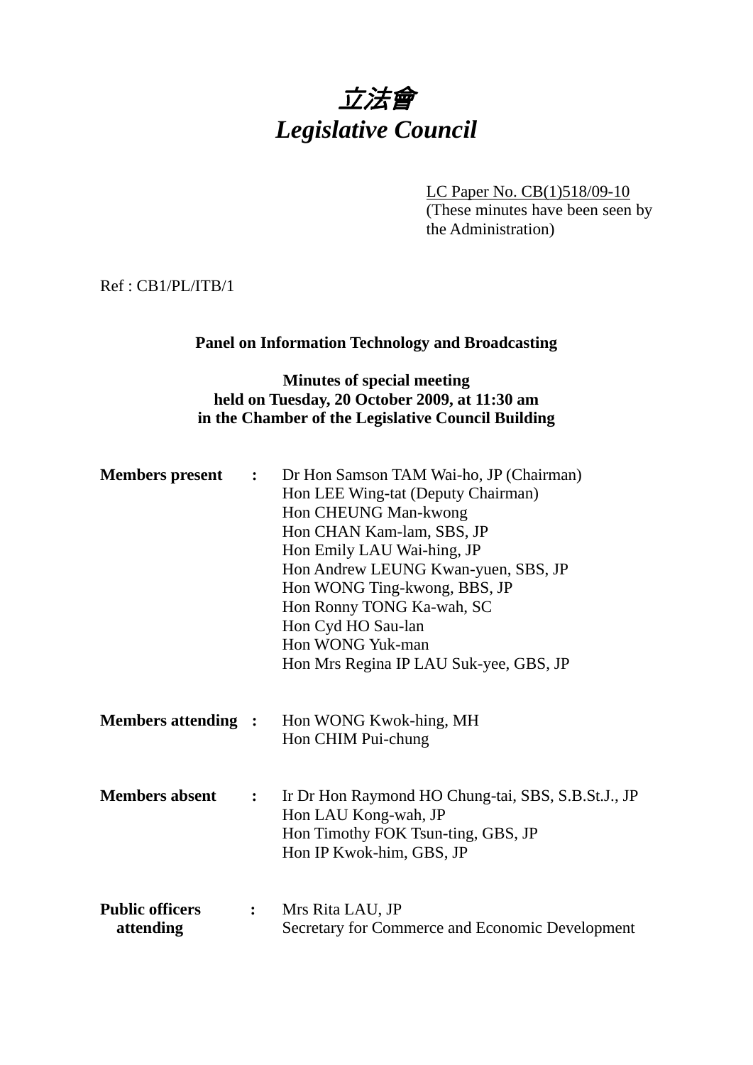# *立法會*
# *Legislative Council*

LC Paper No. CB(1)518/09-10
(These minutes have been seen by the Administration)

Ref : CB1/PL/ITB/1

**Panel on Information Technology and Broadcasting**

**Minutes of special meeting**
**held on Tuesday, 20 October 2009, at 11:30 am**
**in the Chamber of the Legislative Council Building**

**Members present :** Dr Hon Samson TAM Wai-ho, JP (Chairman)
Hon LEE Wing-tat (Deputy Chairman)
Hon CHEUNG Man-kwong
Hon CHAN Kam-lam, SBS, JP
Hon Emily LAU Wai-hing, JP
Hon Andrew LEUNG Kwan-yuen, SBS, JP
Hon WONG Ting-kwong, BBS, JP
Hon Ronny TONG Ka-wah, SC
Hon Cyd HO Sau-lan
Hon WONG Yuk-man
Hon Mrs Regina IP LAU Suk-yee, GBS, JP

**Members attending :** Hon WONG Kwok-hing, MH
Hon CHIM Pui-chung

**Members absent :** Ir Dr Hon Raymond HO Chung-tai, SBS, S.B.St.J., JP
Hon LAU Kong-wah, JP
Hon Timothy FOK Tsun-ting, GBS, JP
Hon IP Kwok-him, GBS, JP

**Public officers attending :** Mrs Rita LAU, JP
Secretary for Commerce and Economic Development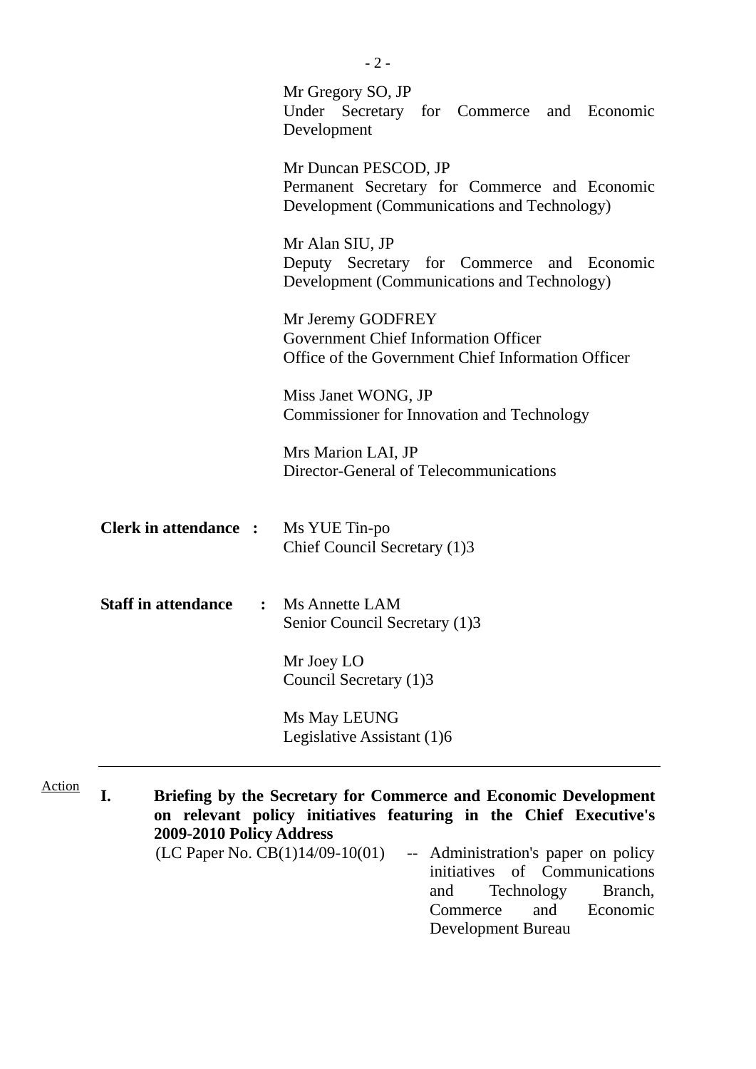Mr Gregory SO, JP
Under Secretary for Commerce and Economic Development

Mr Duncan PESCOD, JP
Permanent Secretary for Commerce and Economic Development (Communications and Technology)

Mr Alan SIU, JP
Deputy Secretary for Commerce and Economic Development (Communications and Technology)

Mr Jeremy GODFREY
Government Chief Information Officer
Office of the Government Chief Information Officer

Miss Janet WONG, JP
Commissioner for Innovation and Technology

Mrs Marion LAI, JP
Director-General of Telecommunications

**Clerk in attendance :** Ms YUE Tin-po
Chief Council Secretary (1)3

**Staff in attendance :** Ms Annette LAM
Senior Council Secretary (1)3

Mr Joey LO
Council Secretary (1)3

Ms May LEUNG
Legislative Assistant (1)6

---

Action

**I. Briefing by the Secretary for Commerce and Economic Development on relevant policy initiatives featuring in the Chief Executive's 2009-2010 Policy Address**

(LC Paper No. CB(1)14/09-10(01) -- Administration's paper on policy initiatives of Communications and Technology Branch, Commerce and Economic Development Bureau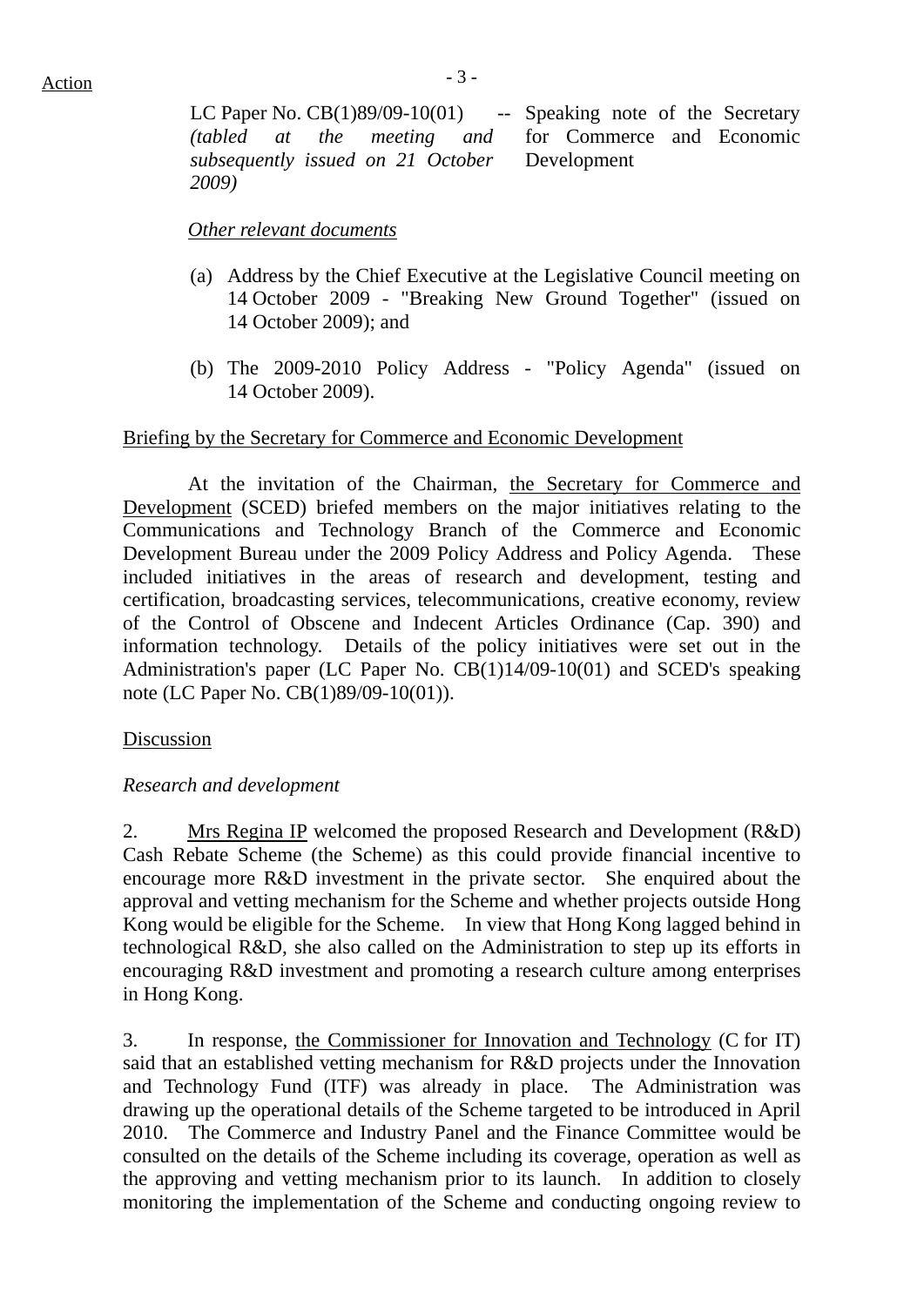Action

LC Paper No. CB(1)89/09-10(01) *(tabled at the meeting and subsequently issued on 21 October 2009)* -- Speaking note of the Secretary for Commerce and Economic Development

*Other relevant documents*

(a) Address by the Chief Executive at the Legislative Council meeting on 14 October 2009 - "Breaking New Ground Together" (issued on 14 October 2009); and

(b) The 2009-2010 Policy Address - "Policy Agenda" (issued on 14 October 2009).

Briefing by the Secretary for Commerce and Economic Development

At the invitation of the Chairman, the Secretary for Commerce and Development (SCED) briefed members on the major initiatives relating to the Communications and Technology Branch of the Commerce and Economic Development Bureau under the 2009 Policy Address and Policy Agenda. These included initiatives in the areas of research and development, testing and certification, broadcasting services, telecommunications, creative economy, review of the Control of Obscene and Indecent Articles Ordinance (Cap. 390) and information technology. Details of the policy initiatives were set out in the Administration's paper (LC Paper No. CB(1)14/09-10(01) and SCED's speaking note (LC Paper No. CB(1)89/09-10(01)).

Discussion

*Research and development*

2. Mrs Regina IP welcomed the proposed Research and Development (R&D) Cash Rebate Scheme (the Scheme) as this could provide financial incentive to encourage more R&D investment in the private sector. She enquired about the approval and vetting mechanism for the Scheme and whether projects outside Hong Kong would be eligible for the Scheme. In view that Hong Kong lagged behind in technological R&D, she also called on the Administration to step up its efforts in encouraging R&D investment and promoting a research culture among enterprises in Hong Kong.

3. In response, the Commissioner for Innovation and Technology (C for IT) said that an established vetting mechanism for R&D projects under the Innovation and Technology Fund (ITF) was already in place. The Administration was drawing up the operational details of the Scheme targeted to be introduced in April 2010. The Commerce and Industry Panel and the Finance Committee would be consulted on the details of the Scheme including its coverage, operation as well as the approving and vetting mechanism prior to its launch. In addition to closely monitoring the implementation of the Scheme and conducting ongoing review to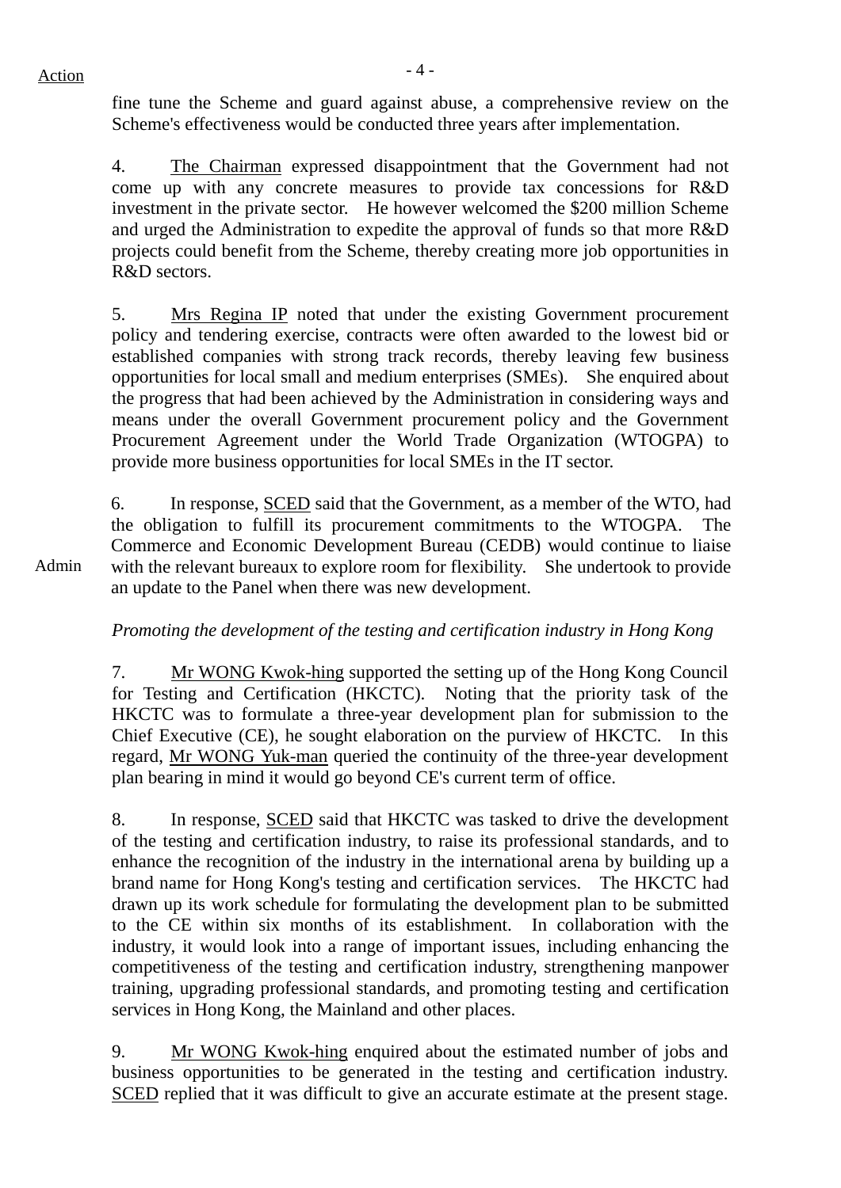Action

fine tune the Scheme and guard against abuse, a comprehensive review on the Scheme's effectiveness would be conducted three years after implementation.

4. The Chairman expressed disappointment that the Government had not come up with any concrete measures to provide tax concessions for R&D investment in the private sector. He however welcomed the $200 million Scheme and urged the Administration to expedite the approval of funds so that more R&D projects could benefit from the Scheme, thereby creating more job opportunities in R&D sectors.

5. Mrs Regina IP noted that under the existing Government procurement policy and tendering exercise, contracts were often awarded to the lowest bid or established companies with strong track records, thereby leaving few business opportunities for local small and medium enterprises (SMEs). She enquired about the progress that had been achieved by the Administration in considering ways and means under the overall Government procurement policy and the Government Procurement Agreement under the World Trade Organization (WTOGPA) to provide more business opportunities for local SMEs in the IT sector.

6. In response, SCED said that the Government, as a member of the WTO, had the obligation to fulfill its procurement commitments to the WTOGPA. The Commerce and Economic Development Bureau (CEDB) would continue to liaise with the relevant bureaux to explore room for flexibility. She undertook to provide an update to the Panel when there was new development.

Admin

*Promoting the development of the testing and certification industry in Hong Kong*

7. Mr WONG Kwok-hing supported the setting up of the Hong Kong Council for Testing and Certification (HKCTC). Noting that the priority task of the HKCTC was to formulate a three-year development plan for submission to the Chief Executive (CE), he sought elaboration on the purview of HKCTC. In this regard, Mr WONG Yuk-man queried the continuity of the three-year development plan bearing in mind it would go beyond CE's current term of office.

8. In response, SCED said that HKCTC was tasked to drive the development of the testing and certification industry, to raise its professional standards, and to enhance the recognition of the industry in the international arena by building up a brand name for Hong Kong's testing and certification services. The HKCTC had drawn up its work schedule for formulating the development plan to be submitted to the CE within six months of its establishment. In collaboration with the industry, it would look into a range of important issues, including enhancing the competitiveness of the testing and certification industry, strengthening manpower training, upgrading professional standards, and promoting testing and certification services in Hong Kong, the Mainland and other places.

9. Mr WONG Kwok-hing enquired about the estimated number of jobs and business opportunities to be generated in the testing and certification industry. SCED replied that it was difficult to give an accurate estimate at the present stage.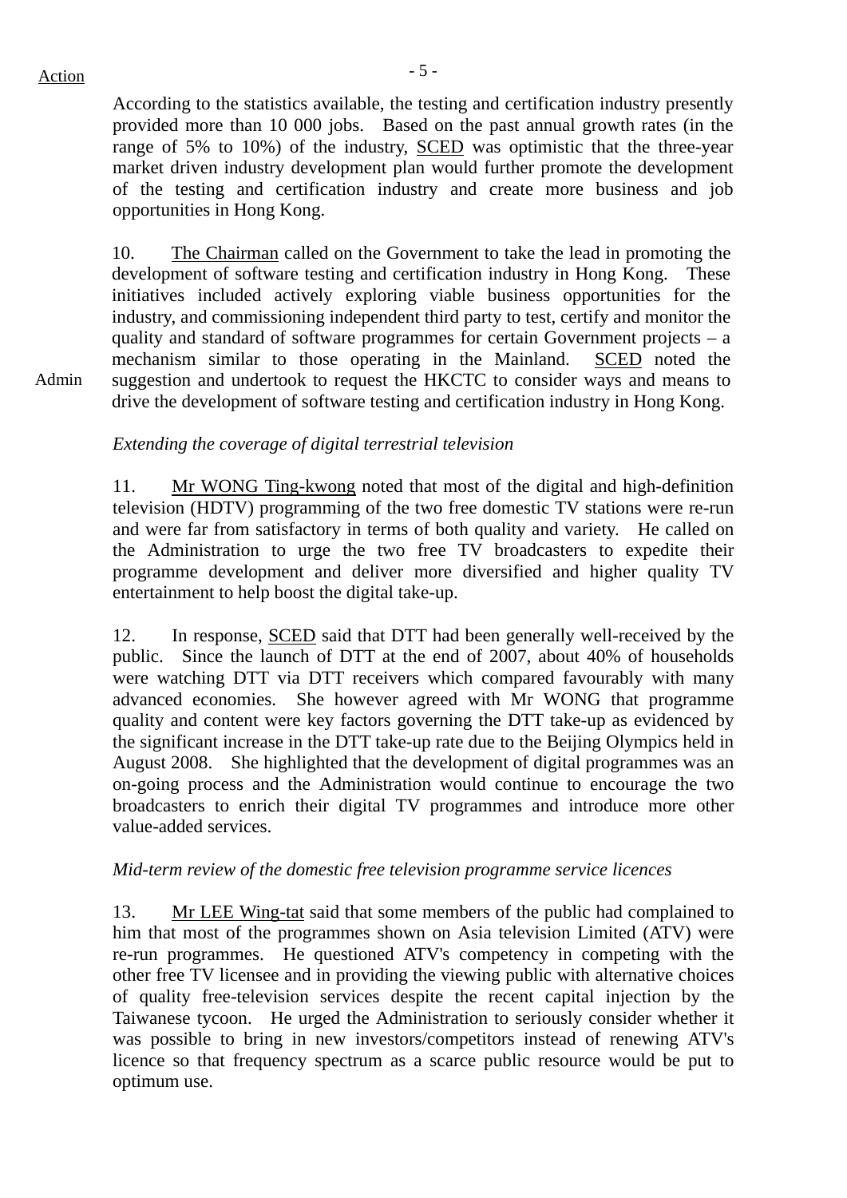Action

According to the statistics available, the testing and certification industry presently provided more than 10 000 jobs. Based on the past annual growth rates (in the range of 5% to 10%) of the industry, SCED was optimistic that the three-year market driven industry development plan would further promote the development of the testing and certification industry and create more business and job opportunities in Hong Kong.

10. The Chairman called on the Government to take the lead in promoting the development of software testing and certification industry in Hong Kong. These initiatives included actively exploring viable business opportunities for the industry, and commissioning independent third party to test, certify and monitor the quality and standard of software programmes for certain Government projects – a mechanism similar to those operating in the Mainland. SCED noted the suggestion and undertook to request the HKCTC to consider ways and means to drive the development of software testing and certification industry in Hong Kong.

Admin

*Extending the coverage of digital terrestrial television*

11. Mr WONG Ting-kwong noted that most of the digital and high-definition television (HDTV) programming of the two free domestic TV stations were re-run and were far from satisfactory in terms of both quality and variety. He called on the Administration to urge the two free TV broadcasters to expedite their programme development and deliver more diversified and higher quality TV entertainment to help boost the digital take-up.

12. In response, SCED said that DTT had been generally well-received by the public. Since the launch of DTT at the end of 2007, about 40% of households were watching DTT via DTT receivers which compared favourably with many advanced economies. She however agreed with Mr WONG that programme quality and content were key factors governing the DTT take-up as evidenced by the significant increase in the DTT take-up rate due to the Beijing Olympics held in August 2008. She highlighted that the development of digital programmes was an on-going process and the Administration would continue to encourage the two broadcasters to enrich their digital TV programmes and introduce more other value-added services.

*Mid-term review of the domestic free television programme service licences*

13. Mr LEE Wing-tat said that some members of the public had complained to him that most of the programmes shown on Asia television Limited (ATV) were re-run programmes. He questioned ATV's competency in competing with the other free TV licensee and in providing the viewing public with alternative choices of quality free-television services despite the recent capital injection by the Taiwanese tycoon. He urged the Administration to seriously consider whether it was possible to bring in new investors/competitors instead of renewing ATV's licence so that frequency spectrum as a scarce public resource would be put to optimum use.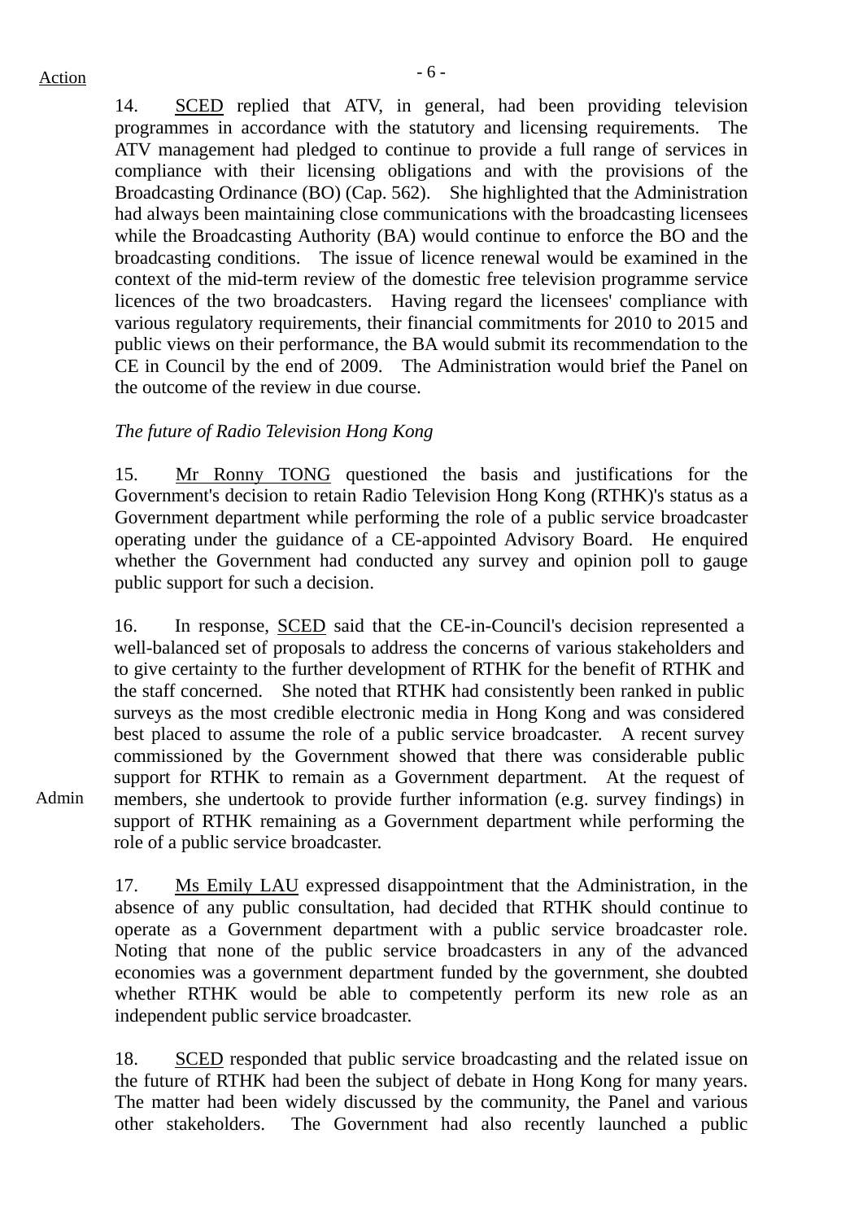Action

14. SCED replied that ATV, in general, had been providing television programmes in accordance with the statutory and licensing requirements. The ATV management had pledged to continue to provide a full range of services in compliance with their licensing obligations and with the provisions of the Broadcasting Ordinance (BO) (Cap. 562). She highlighted that the Administration had always been maintaining close communications with the broadcasting licensees while the Broadcasting Authority (BA) would continue to enforce the BO and the broadcasting conditions. The issue of licence renewal would be examined in the context of the mid-term review of the domestic free television programme service licences of the two broadcasters. Having regard the licensees' compliance with various regulatory requirements, their financial commitments for 2010 to 2015 and public views on their performance, the BA would submit its recommendation to the CE in Council by the end of 2009. The Administration would brief the Panel on the outcome of the review in due course.

*The future of Radio Television Hong Kong*

15. Mr Ronny TONG questioned the basis and justifications for the Government's decision to retain Radio Television Hong Kong (RTHK)'s status as a Government department while performing the role of a public service broadcaster operating under the guidance of a CE-appointed Advisory Board. He enquired whether the Government had conducted any survey and opinion poll to gauge public support for such a decision.

16. In response, SCED said that the CE-in-Council's decision represented a well-balanced set of proposals to address the concerns of various stakeholders and to give certainty to the further development of RTHK for the benefit of RTHK and the staff concerned. She noted that RTHK had consistently been ranked in public surveys as the most credible electronic media in Hong Kong and was considered best placed to assume the role of a public service broadcaster. A recent survey commissioned by the Government showed that there was considerable public support for RTHK to remain as a Government department. At the request of members, she undertook to provide further information (e.g. survey findings) in support of RTHK remaining as a Government department while performing the role of a public service broadcaster.

Admin

17. Ms Emily LAU expressed disappointment that the Administration, in the absence of any public consultation, had decided that RTHK should continue to operate as a Government department with a public service broadcaster role. Noting that none of the public service broadcasters in any of the advanced economies was a government department funded by the government, she doubted whether RTHK would be able to competently perform its new role as an independent public service broadcaster.

18. SCED responded that public service broadcasting and the related issue on the future of RTHK had been the subject of debate in Hong Kong for many years. The matter had been widely discussed by the community, the Panel and various other stakeholders. The Government had also recently launched a public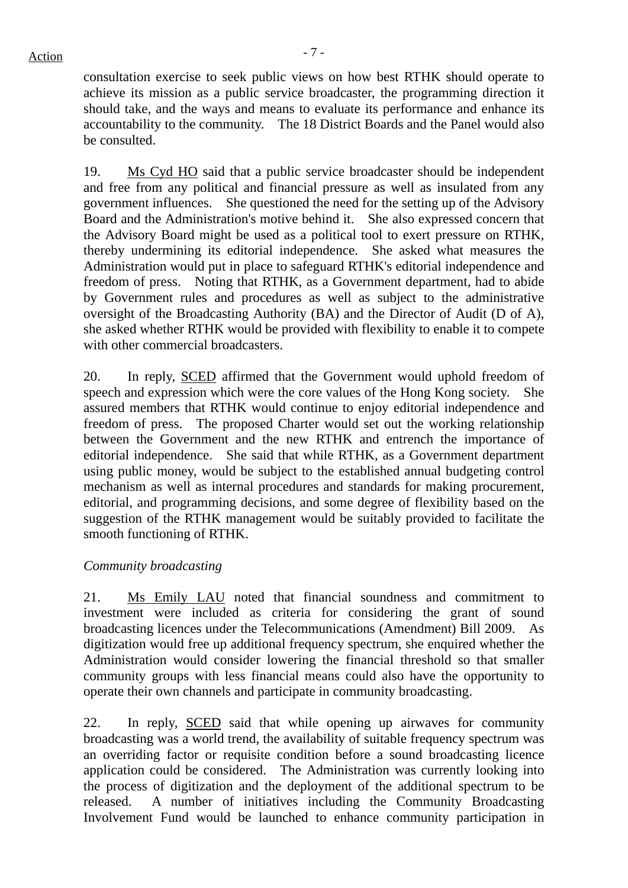consultation exercise to seek public views on how best RTHK should operate to achieve its mission as a public service broadcaster, the programming direction it should take, and the ways and means to evaluate its performance and enhance its accountability to the community. The 18 District Boards and the Panel would also be consulted.

19. Ms Cyd HO said that a public service broadcaster should be independent and free from any political and financial pressure as well as insulated from any government influences. She questioned the need for the setting up of the Advisory Board and the Administration's motive behind it. She also expressed concern that the Advisory Board might be used as a political tool to exert pressure on RTHK, thereby undermining its editorial independence. She asked what measures the Administration would put in place to safeguard RTHK's editorial independence and freedom of press. Noting that RTHK, as a Government department, had to abide by Government rules and procedures as well as subject to the administrative oversight of the Broadcasting Authority (BA) and the Director of Audit (D of A), she asked whether RTHK would be provided with flexibility to enable it to compete with other commercial broadcasters.

20. In reply, SCED affirmed that the Government would uphold freedom of speech and expression which were the core values of the Hong Kong society. She assured members that RTHK would continue to enjoy editorial independence and freedom of press. The proposed Charter would set out the working relationship between the Government and the new RTHK and entrench the importance of editorial independence. She said that while RTHK, as a Government department using public money, would be subject to the established annual budgeting control mechanism as well as internal procedures and standards for making procurement, editorial, and programming decisions, and some degree of flexibility based on the suggestion of the RTHK management would be suitably provided to facilitate the smooth functioning of RTHK.

*Community broadcasting*

21. Ms Emily LAU noted that financial soundness and commitment to investment were included as criteria for considering the grant of sound broadcasting licences under the Telecommunications (Amendment) Bill 2009. As digitization would free up additional frequency spectrum, she enquired whether the Administration would consider lowering the financial threshold so that smaller community groups with less financial means could also have the opportunity to operate their own channels and participate in community broadcasting.

22. In reply, SCED said that while opening up airwaves for community broadcasting was a world trend, the availability of suitable frequency spectrum was an overriding factor or requisite condition before a sound broadcasting licence application could be considered. The Administration was currently looking into the process of digitization and the deployment of the additional spectrum to be released. A number of initiatives including the Community Broadcasting Involvement Fund would be launched to enhance community participation in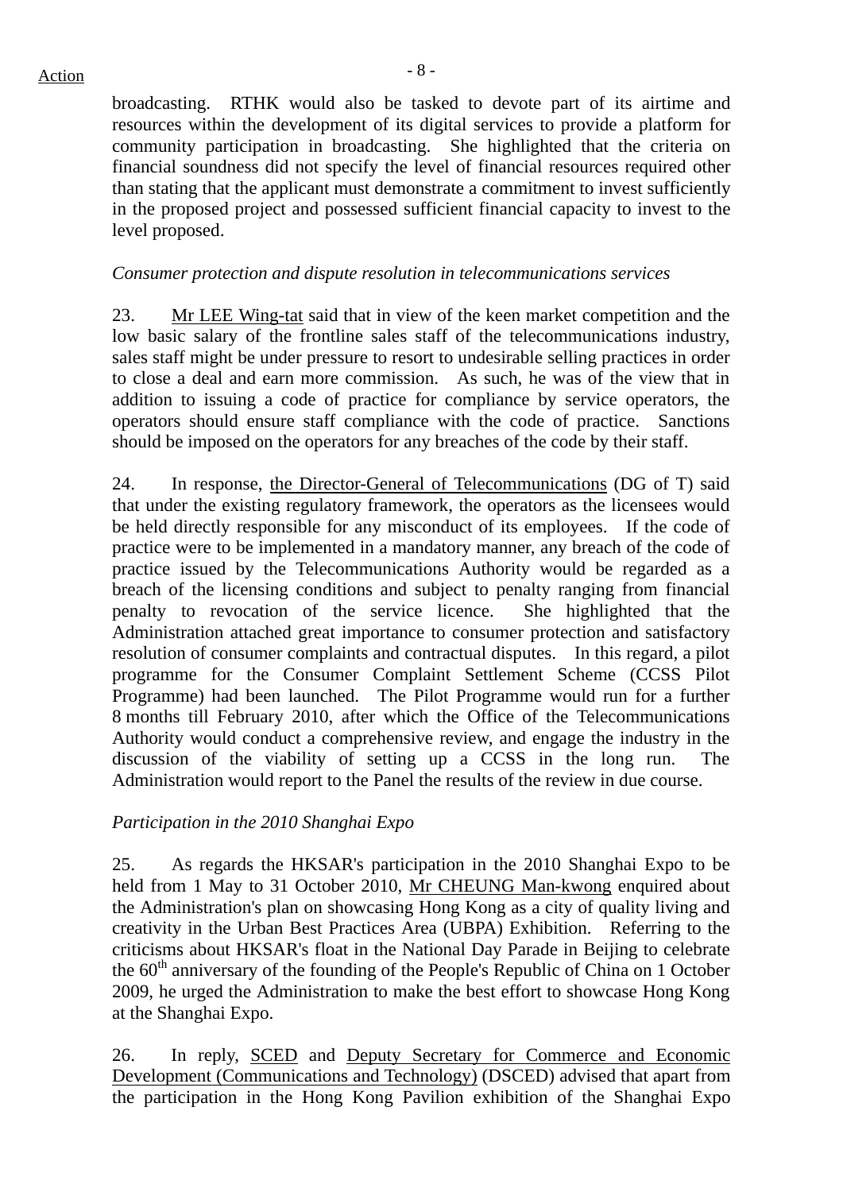broadcasting. RTHK would also be tasked to devote part of its airtime and resources within the development of its digital services to provide a platform for community participation in broadcasting. She highlighted that the criteria on financial soundness did not specify the level of financial resources required other than stating that the applicant must demonstrate a commitment to invest sufficiently in the proposed project and possessed sufficient financial capacity to invest to the level proposed.

*Consumer protection and dispute resolution in telecommunications services*

23. Mr LEE Wing-tat said that in view of the keen market competition and the low basic salary of the frontline sales staff of the telecommunications industry, sales staff might be under pressure to resort to undesirable selling practices in order to close a deal and earn more commission. As such, he was of the view that in addition to issuing a code of practice for compliance by service operators, the operators should ensure staff compliance with the code of practice. Sanctions should be imposed on the operators for any breaches of the code by their staff.

24. In response, the Director-General of Telecommunications (DG of T) said that under the existing regulatory framework, the operators as the licensees would be held directly responsible for any misconduct of its employees. If the code of practice were to be implemented in a mandatory manner, any breach of the code of practice issued by the Telecommunications Authority would be regarded as a breach of the licensing conditions and subject to penalty ranging from financial penalty to revocation of the service licence. She highlighted that the Administration attached great importance to consumer protection and satisfactory resolution of consumer complaints and contractual disputes. In this regard, a pilot programme for the Consumer Complaint Settlement Scheme (CCSS Pilot Programme) had been launched. The Pilot Programme would run for a further 8 months till February 2010, after which the Office of the Telecommunications Authority would conduct a comprehensive review, and engage the industry in the discussion of the viability of setting up a CCSS in the long run. The Administration would report to the Panel the results of the review in due course.

*Participation in the 2010 Shanghai Expo*

25. As regards the HKSAR's participation in the 2010 Shanghai Expo to be held from 1 May to 31 October 2010, Mr CHEUNG Man-kwong enquired about the Administration's plan on showcasing Hong Kong as a city of quality living and creativity in the Urban Best Practices Area (UBPA) Exhibition. Referring to the criticisms about HKSAR's float in the National Day Parade in Beijing to celebrate the 60th anniversary of the founding of the People's Republic of China on 1 October 2009, he urged the Administration to make the best effort to showcase Hong Kong at the Shanghai Expo.

26. In reply, SCED and Deputy Secretary for Commerce and Economic Development (Communications and Technology) (DSCED) advised that apart from the participation in the Hong Kong Pavilion exhibition of the Shanghai Expo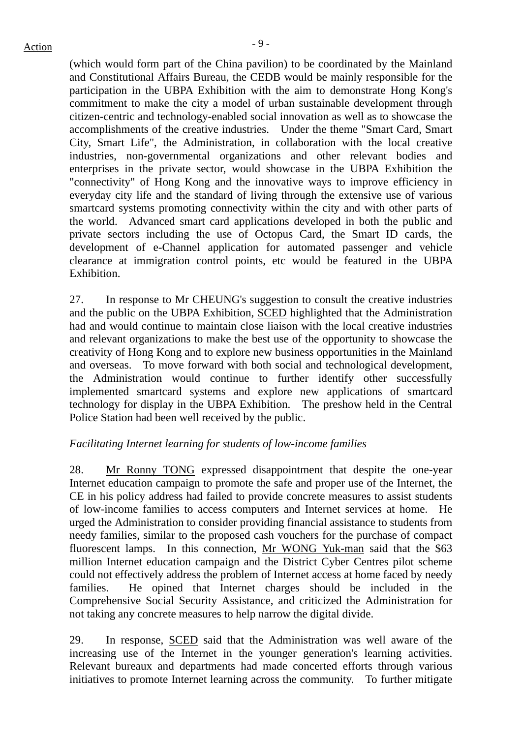(which would form part of the China pavilion) to be coordinated by the Mainland and Constitutional Affairs Bureau, the CEDB would be mainly responsible for the participation in the UBPA Exhibition with the aim to demonstrate Hong Kong's commitment to make the city a model of urban sustainable development through citizen-centric and technology-enabled social innovation as well as to showcase the accomplishments of the creative industries. Under the theme "Smart Card, Smart City, Smart Life", the Administration, in collaboration with the local creative industries, non-governmental organizations and other relevant bodies and enterprises in the private sector, would showcase in the UBPA Exhibition the "connectivity" of Hong Kong and the innovative ways to improve efficiency in everyday city life and the standard of living through the extensive use of various smartcard systems promoting connectivity within the city and with other parts of the world. Advanced smart card applications developed in both the public and private sectors including the use of Octopus Card, the Smart ID cards, the development of e-Channel application for automated passenger and vehicle clearance at immigration control points, etc would be featured in the UBPA Exhibition.

27. In response to Mr CHEUNG's suggestion to consult the creative industries and the public on the UBPA Exhibition, SCED highlighted that the Administration had and would continue to maintain close liaison with the local creative industries and relevant organizations to make the best use of the opportunity to showcase the creativity of Hong Kong and to explore new business opportunities in the Mainland and overseas. To move forward with both social and technological development, the Administration would continue to further identify other successfully implemented smartcard systems and explore new applications of smartcard technology for display in the UBPA Exhibition. The preshow held in the Central Police Station had been well received by the public.

*Facilitating Internet learning for students of low-income families*

28. Mr Ronny TONG expressed disappointment that despite the one-year Internet education campaign to promote the safe and proper use of the Internet, the CE in his policy address had failed to provide concrete measures to assist students of low-income families to access computers and Internet services at home. He urged the Administration to consider providing financial assistance to students from needy families, similar to the proposed cash vouchers for the purchase of compact fluorescent lamps. In this connection, Mr WONG Yuk-man said that the $63 million Internet education campaign and the District Cyber Centres pilot scheme could not effectively address the problem of Internet access at home faced by needy families. He opined that Internet charges should be included in the Comprehensive Social Security Assistance, and criticized the Administration for not taking any concrete measures to help narrow the digital divide.

29. In response, SCED said that the Administration was well aware of the increasing use of the Internet in the younger generation's learning activities. Relevant bureaux and departments had made concerted efforts through various initiatives to promote Internet learning across the community. To further mitigate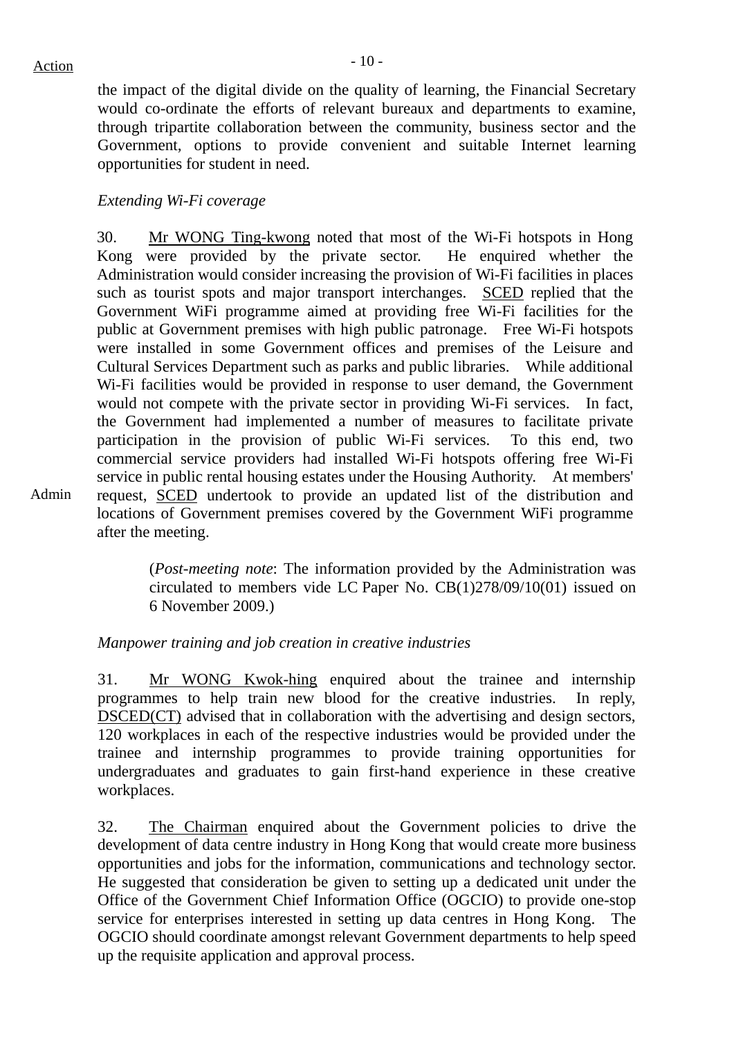Action

the impact of the digital divide on the quality of learning, the Financial Secretary would co-ordinate the efforts of relevant bureaux and departments to examine, through tripartite collaboration between the community, business sector and the Government, options to provide convenient and suitable Internet learning opportunities for student in need.

*Extending Wi-Fi coverage*

30. Mr WONG Ting-kwong noted that most of the Wi-Fi hotspots in Hong Kong were provided by the private sector. He enquired whether the Administration would consider increasing the provision of Wi-Fi facilities in places such as tourist spots and major transport interchanges. SCED replied that the Government WiFi programme aimed at providing free Wi-Fi facilities for the public at Government premises with high public patronage. Free Wi-Fi hotspots were installed in some Government offices and premises of the Leisure and Cultural Services Department such as parks and public libraries. While additional Wi-Fi facilities would be provided in response to user demand, the Government would not compete with the private sector in providing Wi-Fi services. In fact, the Government had implemented a number of measures to facilitate private participation in the provision of public Wi-Fi services. To this end, two commercial service providers had installed Wi-Fi hotspots offering free Wi-Fi service in public rental housing estates under the Housing Authority. At members' request, SCED undertook to provide an updated list of the distribution and locations of Government premises covered by the Government WiFi programme after the meeting.

Admin

> (*Post-meeting note*: The information provided by the Administration was circulated to members vide LC Paper No. CB(1)278/09/10(01) issued on 6 November 2009.)

*Manpower training and job creation in creative industries*

31. Mr WONG Kwok-hing enquired about the trainee and internship programmes to help train new blood for the creative industries. In reply, DSCED(CT) advised that in collaboration with the advertising and design sectors, 120 workplaces in each of the respective industries would be provided under the trainee and internship programmes to provide training opportunities for undergraduates and graduates to gain first-hand experience in these creative workplaces.

32. The Chairman enquired about the Government policies to drive the development of data centre industry in Hong Kong that would create more business opportunities and jobs for the information, communications and technology sector. He suggested that consideration be given to setting up a dedicated unit under the Office of the Government Chief Information Office (OGCIO) to provide one-stop service for enterprises interested in setting up data centres in Hong Kong. The OGCIO should coordinate amongst relevant Government departments to help speed up the requisite application and approval process.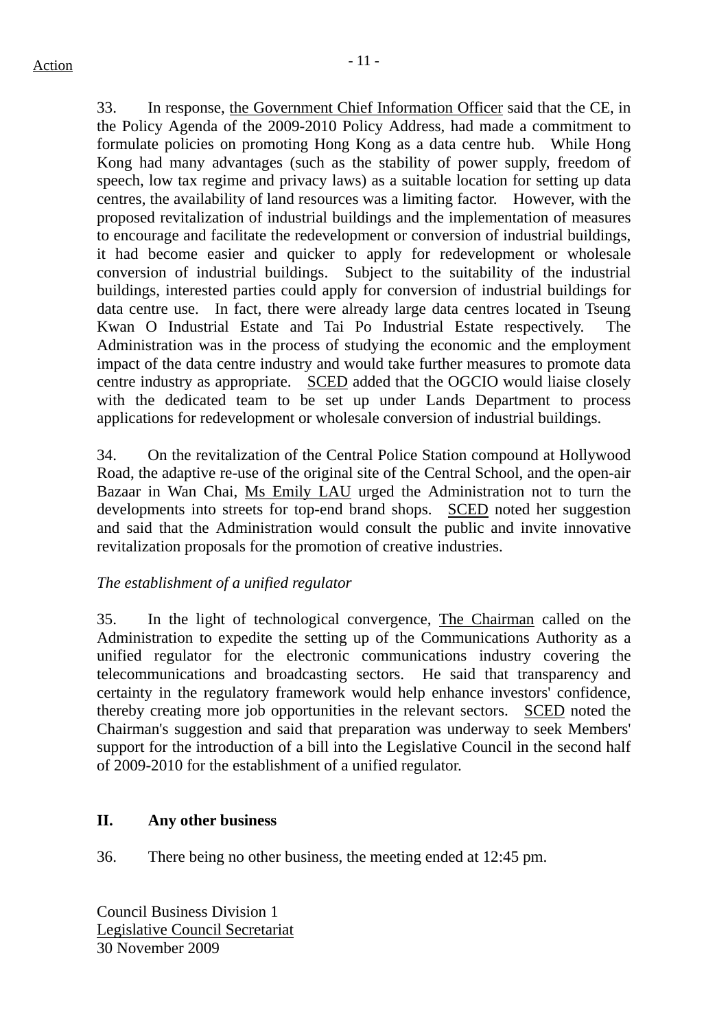33. In response, the Government Chief Information Officer said that the CE, in the Policy Agenda of the 2009-2010 Policy Address, had made a commitment to formulate policies on promoting Hong Kong as a data centre hub. While Hong Kong had many advantages (such as the stability of power supply, freedom of speech, low tax regime and privacy laws) as a suitable location for setting up data centres, the availability of land resources was a limiting factor. However, with the proposed revitalization of industrial buildings and the implementation of measures to encourage and facilitate the redevelopment or conversion of industrial buildings, it had become easier and quicker to apply for redevelopment or wholesale conversion of industrial buildings. Subject to the suitability of the industrial buildings, interested parties could apply for conversion of industrial buildings for data centre use. In fact, there were already large data centres located in Tseung Kwan O Industrial Estate and Tai Po Industrial Estate respectively. The Administration was in the process of studying the economic and the employment impact of the data centre industry and would take further measures to promote data centre industry as appropriate. SCED added that the OGCIO would liaise closely with the dedicated team to be set up under Lands Department to process applications for redevelopment or wholesale conversion of industrial buildings.

34. On the revitalization of the Central Police Station compound at Hollywood Road, the adaptive re-use of the original site of the Central School, and the open-air Bazaar in Wan Chai, Ms Emily LAU urged the Administration not to turn the developments into streets for top-end brand shops. SCED noted her suggestion and said that the Administration would consult the public and invite innovative revitalization proposals for the promotion of creative industries.

*The establishment of a unified regulator*

35. In the light of technological convergence, The Chairman called on the Administration to expedite the setting up of the Communications Authority as a unified regulator for the electronic communications industry covering the telecommunications and broadcasting sectors. He said that transparency and certainty in the regulatory framework would help enhance investors' confidence, thereby creating more job opportunities in the relevant sectors. SCED noted the Chairman's suggestion and said that preparation was underway to seek Members' support for the introduction of a bill into the Legislative Council in the second half of 2009-2010 for the establishment of a unified regulator.

## II. Any other business

36. There being no other business, the meeting ended at 12:45 pm.

Council Business Division 1
Legislative Council Secretariat
30 November 2009